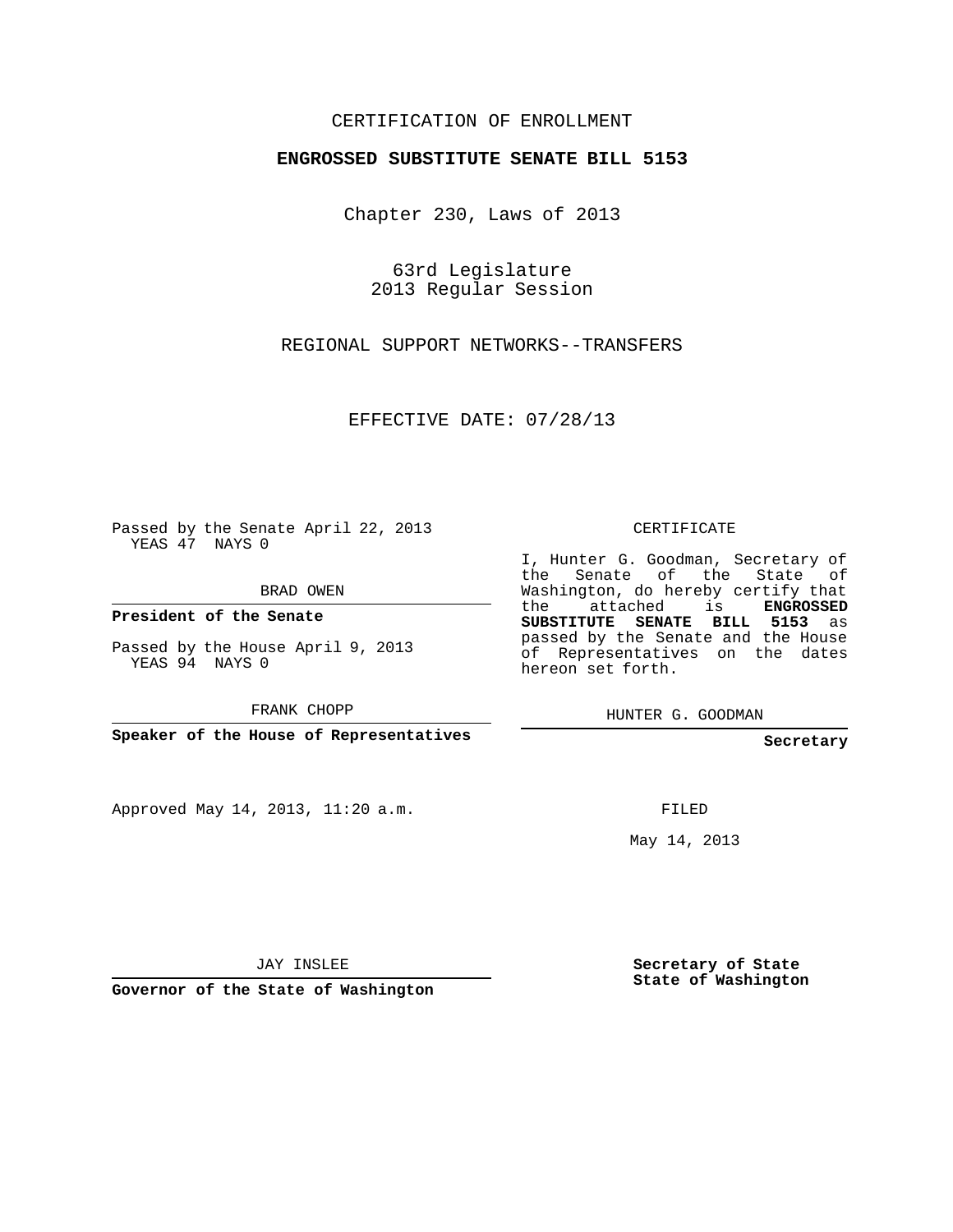CERTIFICATION OF ENROLLMENT

**ENGROSSED SUBSTITUTE SENATE BILL 5153**

Chapter 230, Laws of 2013

63rd Legislature
2013 Regular Session

REGIONAL SUPPORT NETWORKS--TRANSFERS

EFFECTIVE DATE: 07/28/13

Passed by the Senate April 22, 2013
YEAS 47 NAYS 0

BRAD OWEN

**President of the Senate**

Passed by the House April 9, 2013
YEAS 94 NAYS 0

FRANK CHOPP

**Speaker of the House of Representatives**

CERTIFICATE

I, Hunter G. Goodman, Secretary of the Senate of the State of Washington, do hereby certify that the attached is **ENGROSSED SUBSTITUTE SENATE BILL 5153** as passed by the Senate and the House of Representatives on the dates hereon set forth.

HUNTER G. GOODMAN

**Secretary**

Approved May 14, 2013, 11:20 a.m.

FILED

May 14, 2013

JAY INSLEE

**Governor of the State of Washington**

**Secretary of State**
**State of Washington**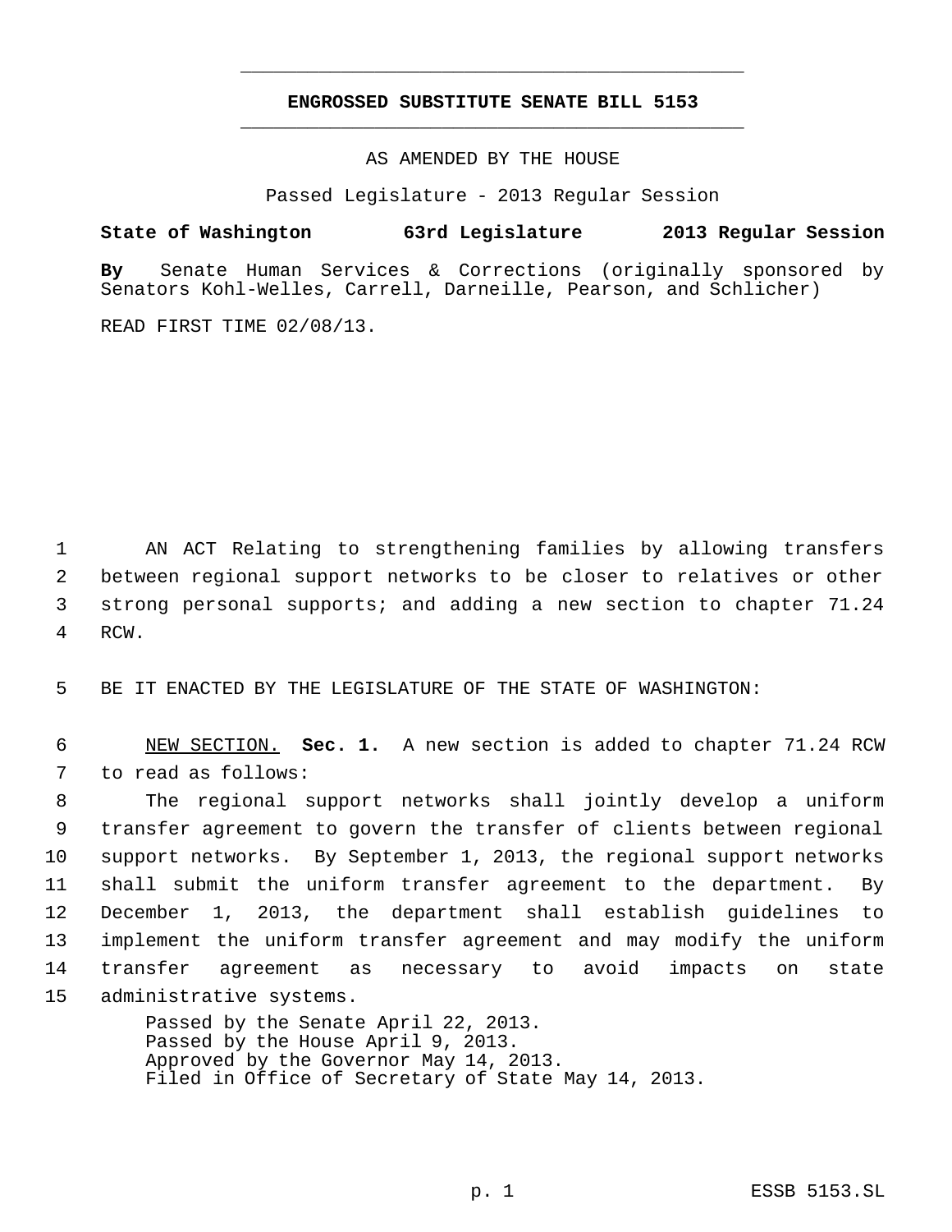# ENGROSSED SUBSTITUTE SENATE BILL 5153

AS AMENDED BY THE HOUSE

Passed Legislature - 2013 Regular Session

**State of Washington 63rd Legislature 2013 Regular Session**

**By** Senate Human Services & Corrections (originally sponsored by Senators Kohl-Welles, Carrell, Darneille, Pearson, and Schlicher)

READ FIRST TIME 02/08/13.

AN ACT Relating to strengthening families by allowing transfers between regional support networks to be closer to relatives or other strong personal supports; and adding a new section to chapter 71.24 RCW.

BE IT ENACTED BY THE LEGISLATURE OF THE STATE OF WASHINGTON:

NEW SECTION. **Sec. 1.** A new section is added to chapter 71.24 RCW to read as follows:

The regional support networks shall jointly develop a uniform transfer agreement to govern the transfer of clients between regional support networks. By September 1, 2013, the regional support networks shall submit the uniform transfer agreement to the department. By December 1, 2013, the department shall establish guidelines to implement the uniform transfer agreement and may modify the uniform transfer agreement as necessary to avoid impacts on state administrative systems.

Passed by the Senate April 22, 2013.
Passed by the House April 9, 2013.
Approved by the Governor May 14, 2013.
Filed in Office of Secretary of State May 14, 2013.